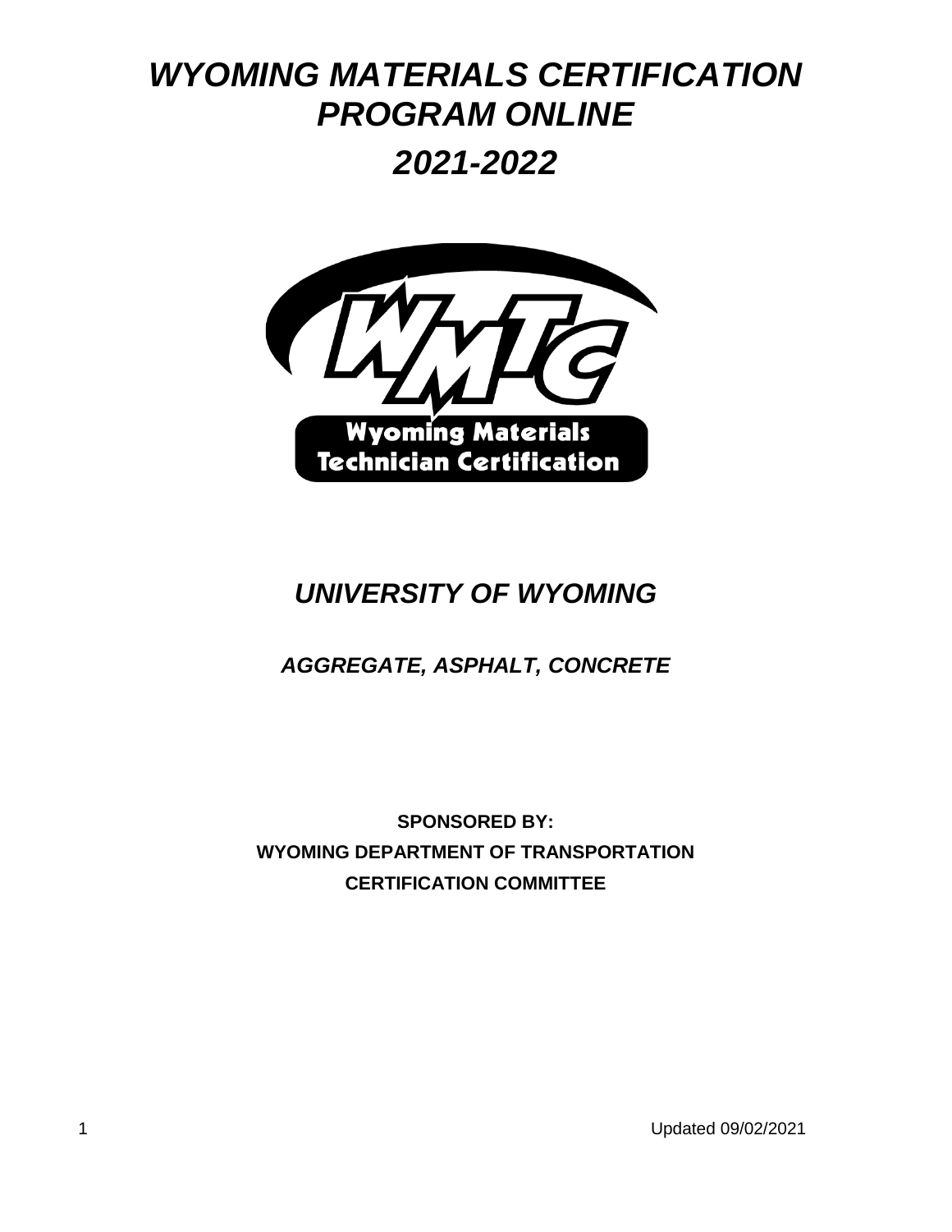# *WYOMING MATERIALS CERTIFICATION PROGRAM ONLINE*

# *2021-2022*

## *UNIVERSITY OF WYOMING*

### *AGGREGATE, ASPHALT, CONCRETE*

**SPONSORED BY:**
**WYOMING DEPARTMENT OF TRANSPORTATION**
**CERTIFICATION COMMITTEE**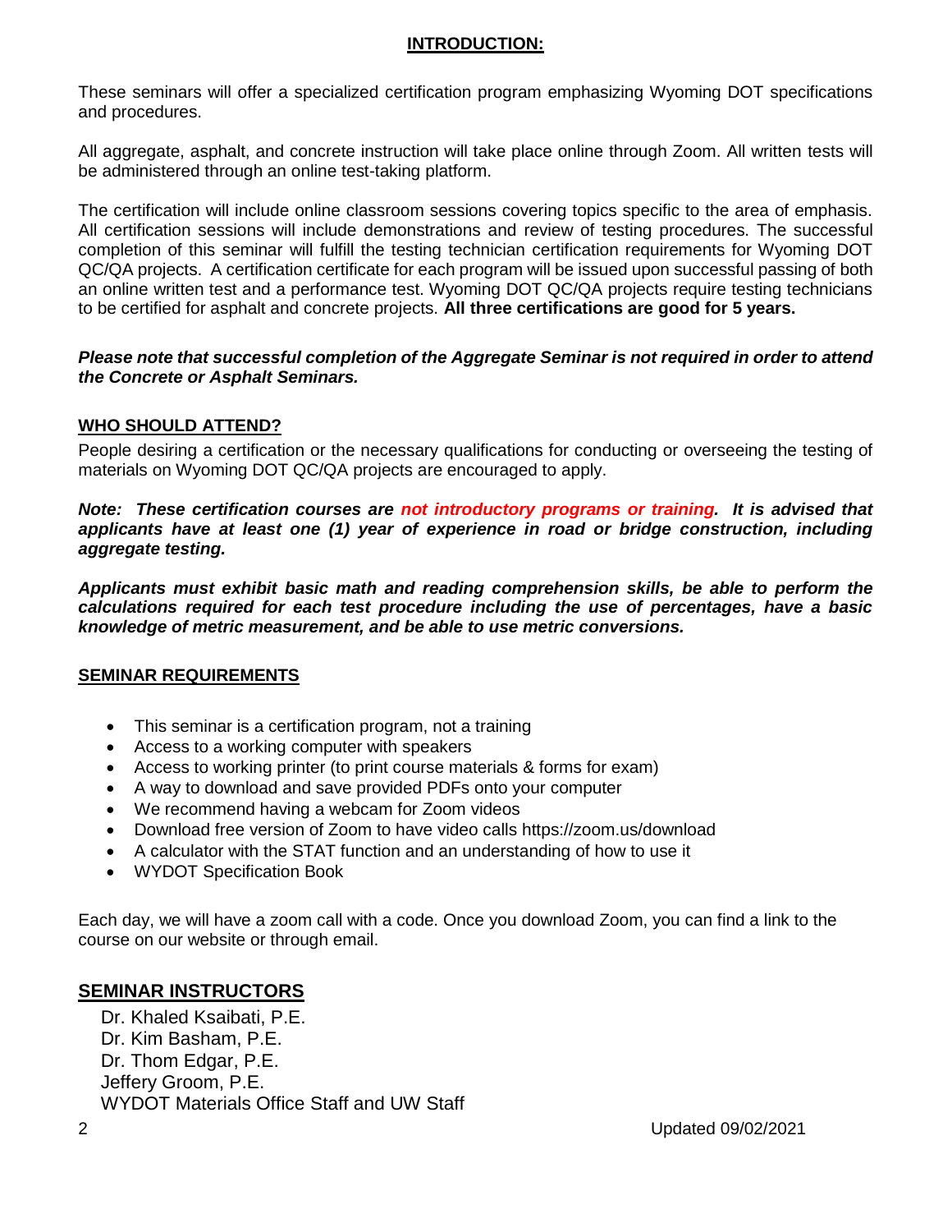## INTRODUCTION:

These seminars will offer a specialized certification program emphasizing Wyoming DOT specifications and procedures.

All aggregate, asphalt, and concrete instruction will take place online through Zoom. All written tests will be administered through an online test-taking platform.

The certification will include online classroom sessions covering topics specific to the area of emphasis. All certification sessions will include demonstrations and review of testing procedures. The successful completion of this seminar will fulfill the testing technician certification requirements for Wyoming DOT QC/QA projects. A certification certificate for each program will be issued upon successful passing of both an online written test and a performance test. Wyoming DOT QC/QA projects require testing technicians to be certified for asphalt and concrete projects. **All three certifications are good for 5 years.**

***Please note that successful completion of the Aggregate Seminar is not required in order to attend the Concrete or Asphalt Seminars.***

## WHO SHOULD ATTEND?

People desiring a certification or the necessary qualifications for conducting or overseeing the testing of materials on Wyoming DOT QC/QA projects are encouraged to apply.

***Note: These certification courses are not introductory programs or training. It is advised that applicants have at least one (1) year of experience in road or bridge construction, including aggregate testing.***

***Applicants must exhibit basic math and reading comprehension skills, be able to perform the calculations required for each test procedure including the use of percentages, have a basic knowledge of metric measurement, and be able to use metric conversions.***

## SEMINAR REQUIREMENTS

- This seminar is a certification program, not a training
- Access to a working computer with speakers
- Access to working printer (to print course materials & forms for exam)
- A way to download and save provided PDFs onto your computer
- We recommend having a webcam for Zoom videos
- Download free version of Zoom to have video calls https://zoom.us/download
- A calculator with the STAT function and an understanding of how to use it
- WYDOT Specification Book

Each day, we will have a zoom call with a code. Once you download Zoom, you can find a link to the course on our website or through email.

## SEMINAR INSTRUCTORS

Dr. Khaled Ksaibati, P.E.
Dr. Kim Basham, P.E.
Dr. Thom Edgar, P.E.
Jeffery Groom, P.E.
WYDOT Materials Office Staff and UW Staff

Updated 09/02/2021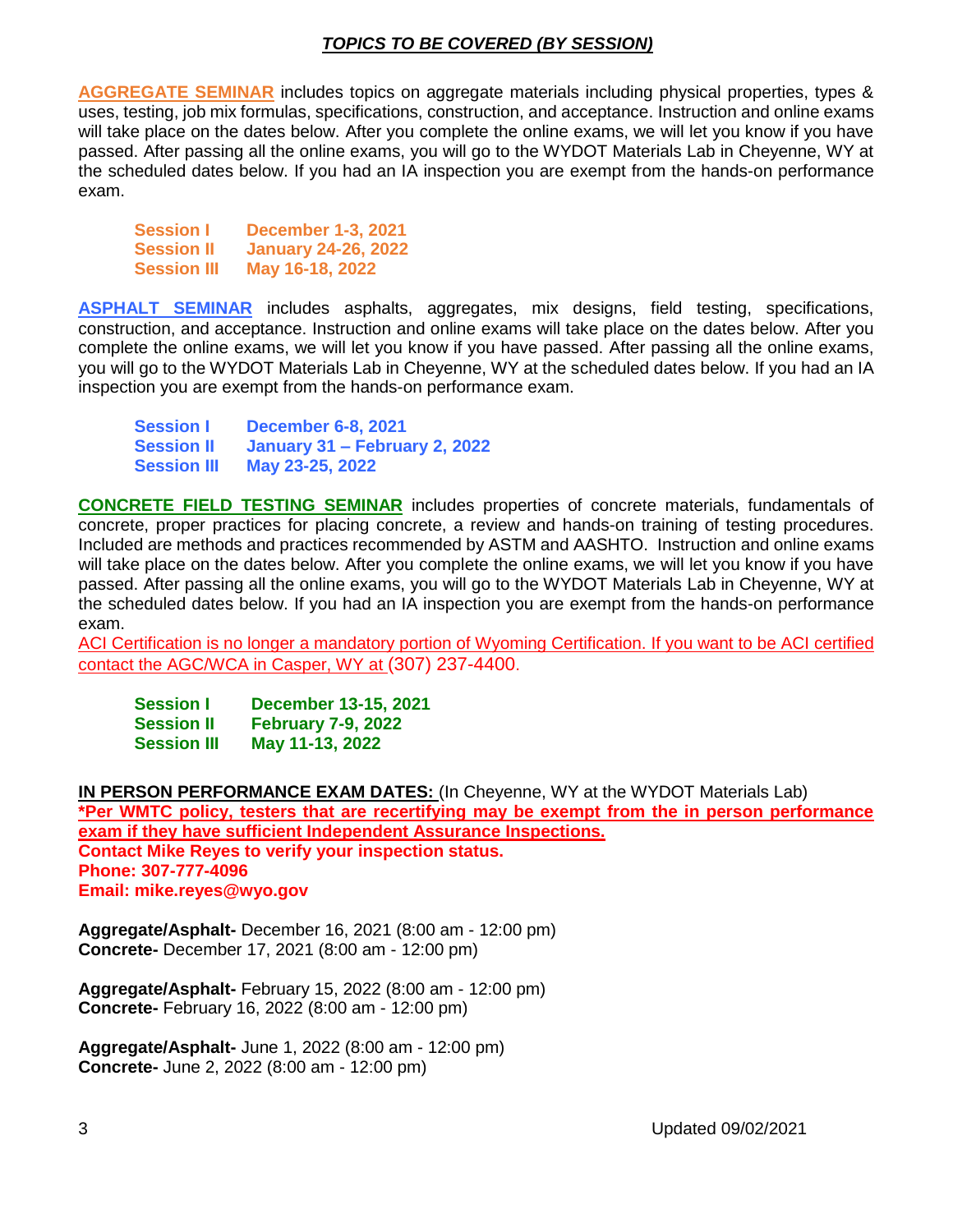## *TOPICS TO BE COVERED (BY SESSION)*

**AGGREGATE SEMINAR** includes topics on aggregate materials including physical properties, types & uses, testing, job mix formulas, specifications, construction, and acceptance. Instruction and online exams will take place on the dates below. After you complete the online exams, we will let you know if you have passed. After passing all the online exams, you will go to the WYDOT Materials Lab in Cheyenne, WY at the scheduled dates below. If you had an IA inspection you are exempt from the hands-on performance exam.

**Session I** **December 1-3, 2021**
**Session II** **January 24-26, 2022**
**Session III** **May 16-18, 2022**

**ASPHALT SEMINAR** includes asphalts, aggregates, mix designs, field testing, specifications, construction, and acceptance. Instruction and online exams will take place on the dates below. After you complete the online exams, we will let you know if you have passed. After passing all the online exams, you will go to the WYDOT Materials Lab in Cheyenne, WY at the scheduled dates below. If you had an IA inspection you are exempt from the hands-on performance exam.

**Session I** **December 6-8, 2021**
**Session II** **January 31 – February 2, 2022**
**Session III** **May 23-25, 2022**

**CONCRETE FIELD TESTING SEMINAR** includes properties of concrete materials, fundamentals of concrete, proper practices for placing concrete, a review and hands-on training of testing procedures. Included are methods and practices recommended by ASTM and AASHTO. Instruction and online exams will take place on the dates below. After you complete the online exams, we will let you know if you have passed. After passing all the online exams, you will go to the WYDOT Materials Lab in Cheyenne, WY at the scheduled dates below. If you had an IA inspection you are exempt from the hands-on performance exam.

ACI Certification is no longer a mandatory portion of Wyoming Certification. If you want to be ACI certified contact the AGC/WCA in Casper, WY at (307) 237-4400.

**Session I** **December 13-15, 2021**
**Session II** **February 7-9, 2022**
**Session III** **May 11-13, 2022**

**IN PERSON PERFORMANCE EXAM DATES:** (In Cheyenne, WY at the WYDOT Materials Lab)
**\*Per WMTC policy, testers that are recertifying may be exempt from the in person performance exam if they have sufficient Independent Assurance Inspections.**
**Contact Mike Reyes to verify your inspection status.**
**Phone: 307-777-4096**
**Email: mike.reyes@wyo.gov**

**Aggregate/Asphalt-** December 16, 2021 (8:00 am - 12:00 pm)
**Concrete-** December 17, 2021 (8:00 am - 12:00 pm)

**Aggregate/Asphalt-** February 15, 2022 (8:00 am - 12:00 pm)
**Concrete-** February 16, 2022 (8:00 am - 12:00 pm)

**Aggregate/Asphalt-** June 1, 2022 (8:00 am - 12:00 pm)
**Concrete-** June 2, 2022 (8:00 am - 12:00 pm)

Updated 09/02/2021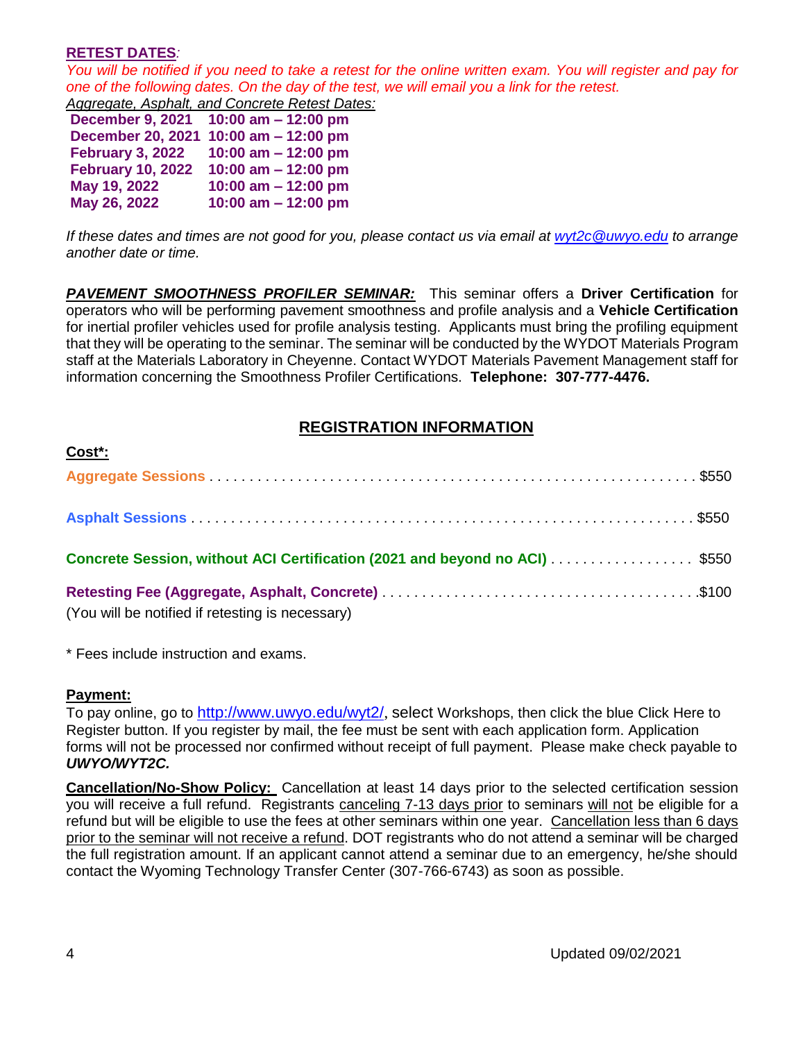**RETEST DATES***:*

*You will be notified if you need to take a retest for the online written exam. You will register and pay for one of the following dates. On the day of the test, we will email you a link for the retest.*

*Aggregate, Asphalt, and Concrete Retest Dates:*

| | |
|---|---|
| **December 9, 2021** | **10:00 am – 12:00 pm** |
| **December 20, 2021** | **10:00 am – 12:00 pm** |
| **February 3, 2022** | **10:00 am – 12:00 pm** |
| **February 10, 2022** | **10:00 am – 12:00 pm** |
| **May 19, 2022** | **10:00 am – 12:00 pm** |
| **May 26, 2022** | **10:00 am – 12:00 pm** |

*If these dates and times are not good for you, please contact us via email at wyt2c@uwyo.edu to arrange another date or time.*

***PAVEMENT SMOOTHNESS PROFILER SEMINAR:*** This seminar offers a **Driver Certification** for operators who will be performing pavement smoothness and profile analysis and a **Vehicle Certification** for inertial profiler vehicles used for profile analysis testing. Applicants must bring the profiling equipment that they will be operating to the seminar. The seminar will be conducted by the WYDOT Materials Program staff at the Materials Laboratory in Cheyenne. Contact WYDOT Materials Pavement Management staff for information concerning the Smoothness Profiler Certifications. **Telephone: 307-777-4476.**

## REGISTRATION INFORMATION

**Cost*:**

**Aggregate Sessions** . . . . . . . . . . . . . . . . . . . . . . . . . . . . . . . . . . . . . . . . . . . . . . . . . . . . . . . . . . . . $550

**Asphalt Sessions** . . . . . . . . . . . . . . . . . . . . . . . . . . . . . . . . . . . . . . . . . . . . . . . . . . . . . . . . . . . . . $550

**Concrete Session, without ACI Certification (2021 and beyond no ACI)** . . . . . . . . . . . . . . . . . . $550

**Retesting Fee (Aggregate, Asphalt, Concrete)** . . . . . . . . . . . . . . . . . . . . . . . . . . . . . . . . . . . . . . .$100
(You will be notified if retesting is necessary)

\* Fees include instruction and exams.

**Payment:**

To pay online, go to http://www.uwyo.edu/wyt2/, select Workshops, then click the blue Click Here to Register button. If you register by mail, the fee must be sent with each application form. Application forms will not be processed nor confirmed without receipt of full payment. Please make check payable to ***UWYO/WYT2C.***

**Cancellation/No-Show Policy:** Cancellation at least 14 days prior to the selected certification session you will receive a full refund. Registrants canceling 7-13 days prior to seminars will not be eligible for a refund but will be eligible to use the fees at other seminars within one year. Cancellation less than 6 days prior to the seminar will not receive a refund. DOT registrants who do not attend a seminar will be charged the full registration amount. If an applicant cannot attend a seminar due to an emergency, he/she should contact the Wyoming Technology Transfer Center (307-766-6743) as soon as possible.

Updated 09/02/2021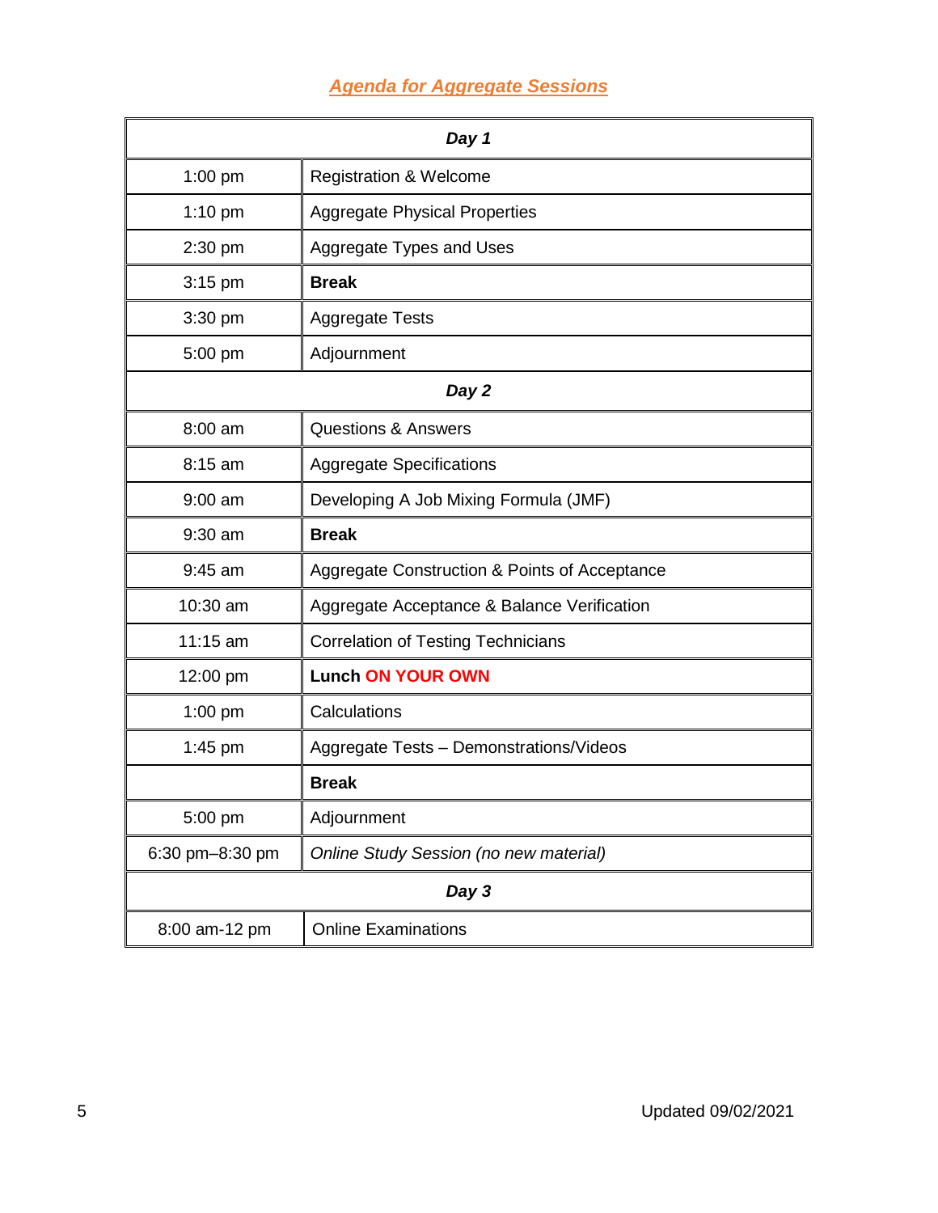## ***Agenda for Aggregate Sessions***

| ***Day 1*** | |
|---|---|
| 1:00 pm | Registration & Welcome |
| 1:10 pm | Aggregate Physical Properties |
| 2:30 pm | Aggregate Types and Uses |
| 3:15 pm | **Break** |
| 3:30 pm | Aggregate Tests |
| 5:00 pm | Adjournment |
| ***Day 2*** | |
| 8:00 am | Questions & Answers |
| 8:15 am | Aggregate Specifications |
| 9:00 am | Developing A Job Mixing Formula (JMF) |
| 9:30 am | **Break** |
| 9:45 am | Aggregate Construction & Points of Acceptance |
| 10:30 am | Aggregate Acceptance & Balance Verification |
| 11:15 am | Correlation of Testing Technicians |
| 12:00 pm | **Lunch ON YOUR OWN** |
| 1:00 pm | Calculations |
| 1:45 pm | Aggregate Tests – Demonstrations/Videos |
| | **Break** |
| 5:00 pm | Adjournment |
| 6:30 pm–8:30 pm | *Online Study Session (no new material)* |
| ***Day 3*** | |
| 8:00 am-12 pm | Online Examinations |

Updated 09/02/2021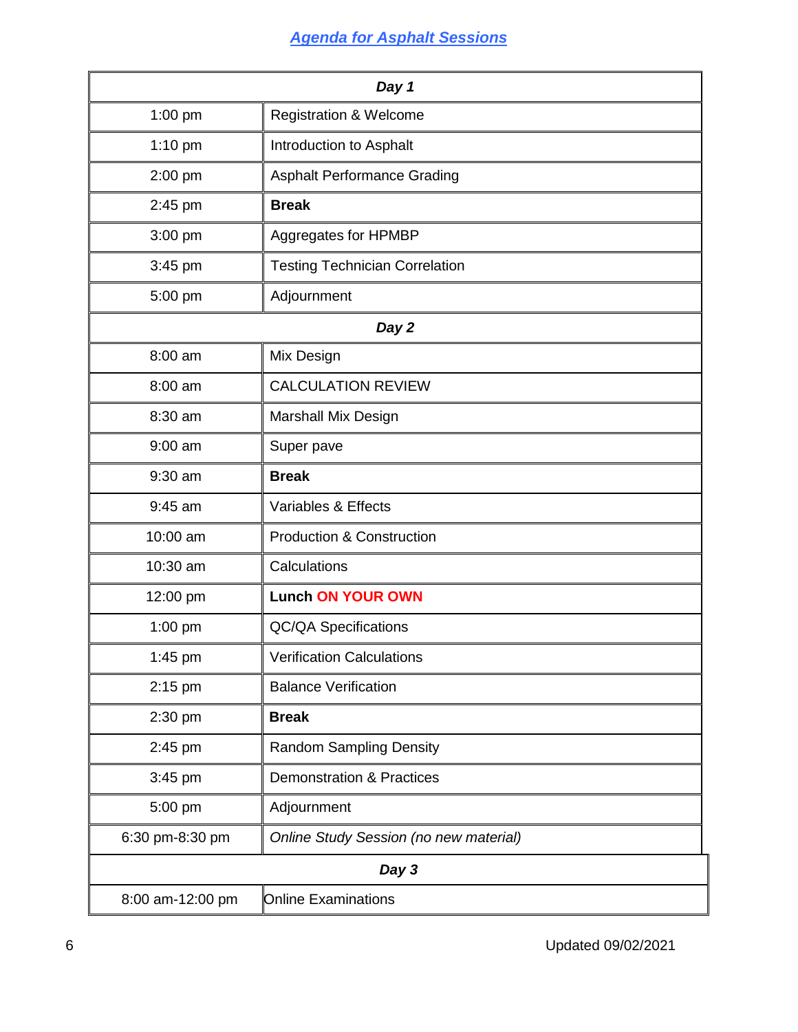## *Agenda for Asphalt Sessions*

| | |
|---|---|
| ***Day 1*** | |
| 1:00 pm | Registration & Welcome |
| 1:10 pm | Introduction to Asphalt |
| 2:00 pm | Asphalt Performance Grading |
| 2:45 pm | **Break** |
| 3:00 pm | Aggregates for HPMBP |
| 3:45 pm | Testing Technician Correlation |
| 5:00 pm | Adjournment |
| ***Day 2*** | |
| 8:00 am | Mix Design |
| 8:00 am | CALCULATION REVIEW |
| 8:30 am | Marshall Mix Design |
| 9:00 am | Super pave |
| 9:30 am | **Break** |
| 9:45 am | Variables & Effects |
| 10:00 am | Production & Construction |
| 10:30 am | Calculations |
| 12:00 pm | **Lunch ON YOUR OWN** |
| 1:00 pm | QC/QA Specifications |
| 1:45 pm | Verification Calculations |
| 2:15 pm | Balance Verification |
| 2:30 pm | **Break** |
| 2:45 pm | Random Sampling Density |
| 3:45 pm | Demonstration & Practices |
| 5:00 pm | Adjournment |
| 6:30 pm-8:30 pm | *Online Study Session (no new material)* |
| ***Day 3*** | |
| 8:00 am-12:00 pm | Online Examinations |

Updated 09/02/2021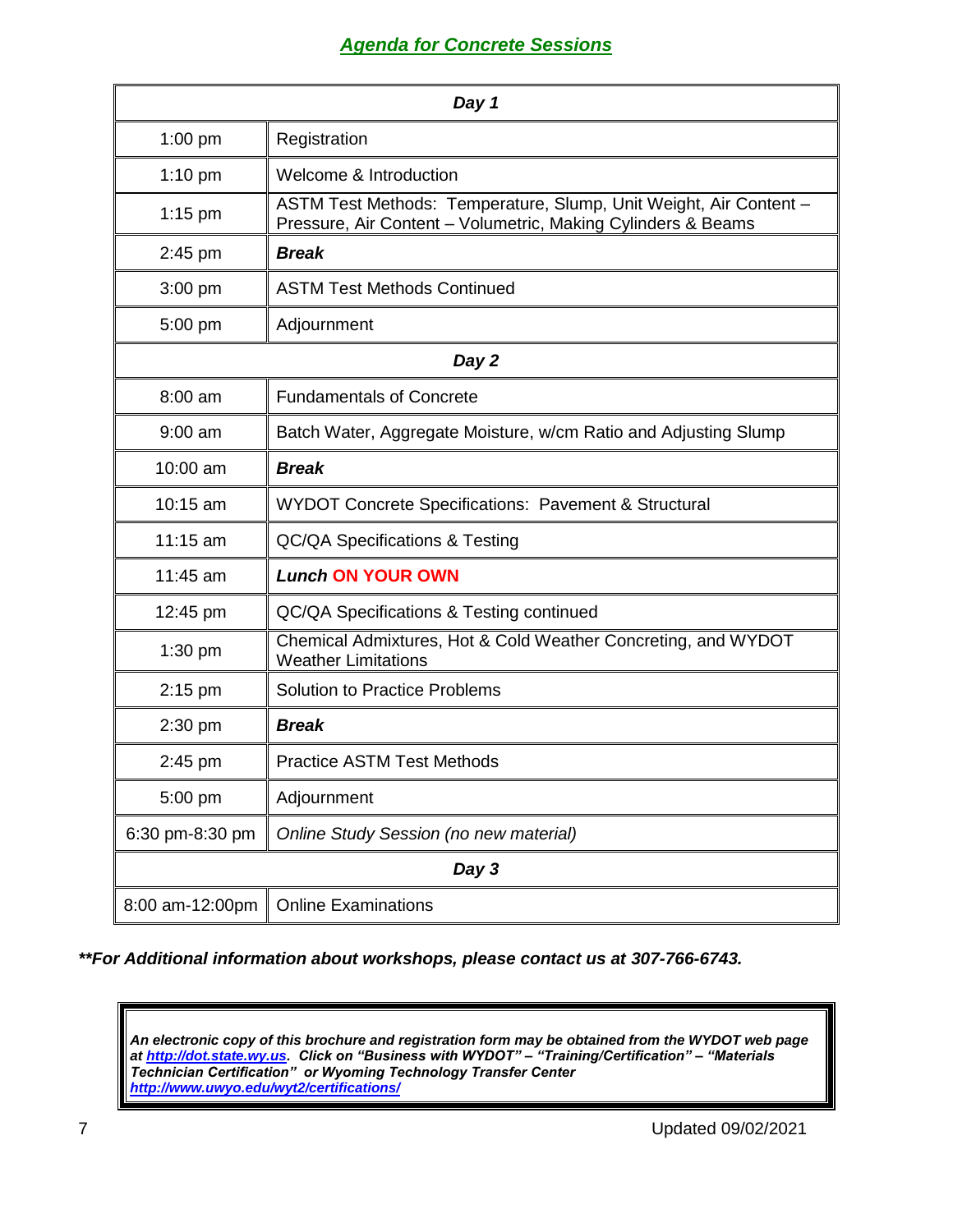## *Agenda for Concrete Sessions*

| ***Day 1*** | |
|---|---|
| 1:00 pm | Registration |
| 1:10 pm | Welcome & Introduction |
| 1:15 pm | ASTM Test Methods: Temperature, Slump, Unit Weight, Air Content – Pressure, Air Content – Volumetric, Making Cylinders & Beams |
| 2:45 pm | ***Break*** |
| 3:00 pm | ASTM Test Methods Continued |
| 5:00 pm | Adjournment |
| ***Day 2*** | |
| 8:00 am | Fundamentals of Concrete |
| 9:00 am | Batch Water, Aggregate Moisture, w/cm Ratio and Adjusting Slump |
| 10:00 am | ***Break*** |
| 10:15 am | WYDOT Concrete Specifications: Pavement & Structural |
| 11:15 am | QC/QA Specifications & Testing |
| 11:45 am | ***Lunch*** **ON YOUR OWN** |
| 12:45 pm | QC/QA Specifications & Testing continued |
| 1:30 pm | Chemical Admixtures, Hot & Cold Weather Concreting, and WYDOT Weather Limitations |
| 2:15 pm | Solution to Practice Problems |
| 2:30 pm | ***Break*** |
| 2:45 pm | Practice ASTM Test Methods |
| 5:00 pm | Adjournment |
| 6:30 pm-8:30 pm | *Online Study Session (no new material)* |
| ***Day 3*** | |
| 8:00 am-12:00pm | Online Examinations |

***\*\*For Additional information about workshops, please contact us at 307-766-6743.***

***An electronic copy of this brochure and registration form may be obtained from the WYDOT web page at http://dot.state.wy.us. Click on "Business with WYDOT" – "Training/Certification" – "Materials Technician Certification" or Wyoming Technology Transfer Center http://www.uwyo.edu/wyt2/certifications/***

Updated 09/02/2021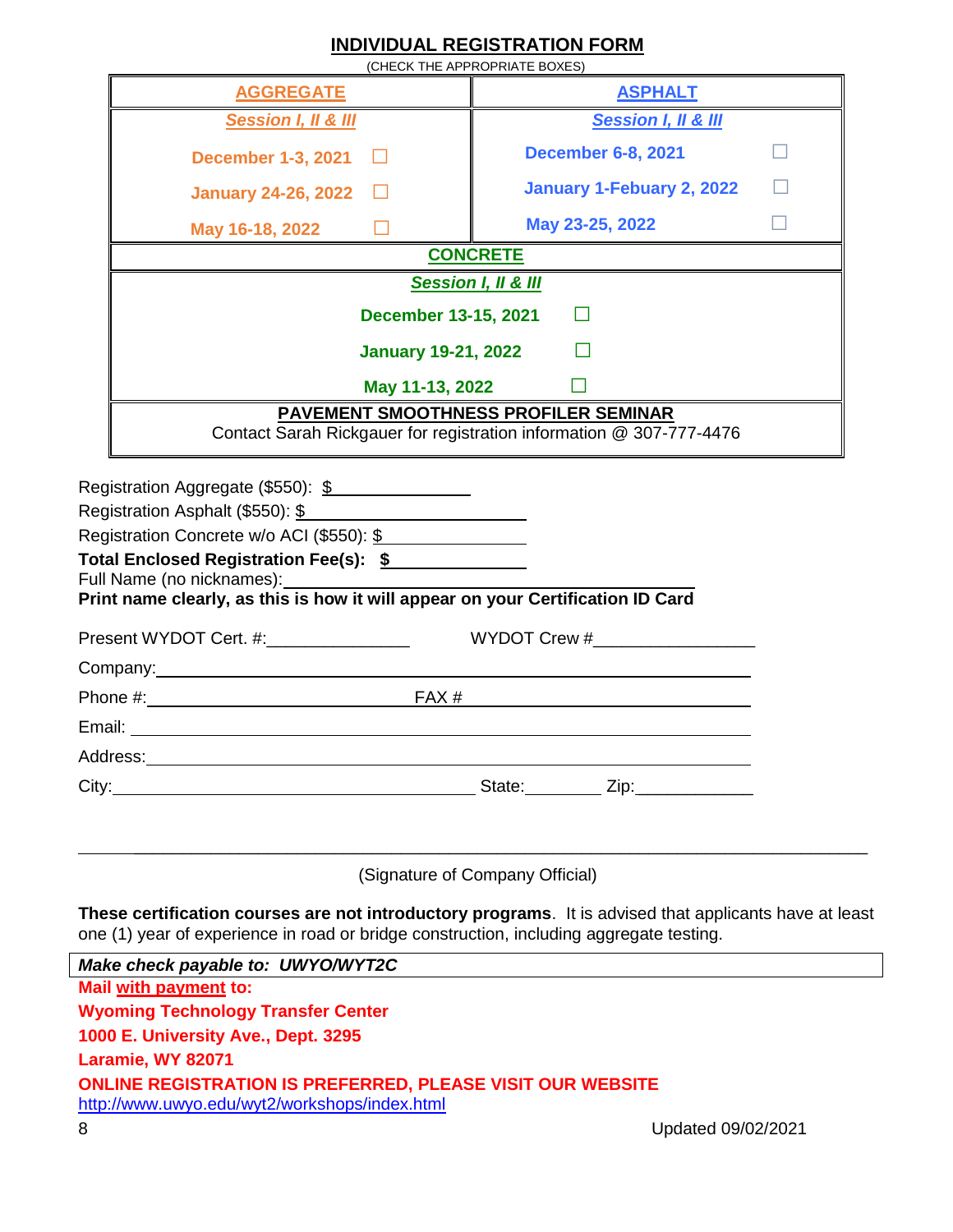## INDIVIDUAL REGISTRATION FORM

(CHECK THE APPROPRIATE BOXES)

| AGGREGATE | ASPHALT |
|---|---|
| *Session I, II & III* | *Session I, II & III* |
| December 1-3, 2021 ☐ | December 6-8, 2021 ☐ |
| January 24-26, 2022 ☐ | January 1-Febuary 2, 2022 ☐ |
| May 16-18, 2022 ☐ | May 23-25, 2022 ☐ |

**CONCRETE**

*Session I, II & III*

- December 13-15, 2021 ☐
- January 19-21, 2022 ☐
- May 11-13, 2022 ☐

**PAVEMENT SMOOTHNESS PROFILER SEMINAR**

Contact Sarah Rickgauer for registration information @ 307-777-4476

Registration Aggregate ($550): $ ______________

Registration Asphalt ($550): $ ______________

Registration Concrete w/o ACI ($550): $ ______________

**Total Enclosed Registration Fee(s): $** ______________

Full Name (no nicknames): ______________________________

**Print name clearly, as this is how it will appear on your Certification ID Card**

Present WYDOT Cert. #: ______________ WYDOT Crew # ______________

Company: ______________________________

Phone #: ______________ FAX # ______________

Email: ______________________________

Address: ______________________________

City: ______________ State: ________ Zip: ____________

______________________________________________

(Signature of Company Official)

**These certification courses are not introductory programs**. It is advised that applicants have at least one (1) year of experience in road or bridge construction, including aggregate testing.

***Make check payable to: UWYO/WYT2C***

**Mail with payment to:**

**Wyoming Technology Transfer Center**

**1000 E. University Ave., Dept. 3295**

**Laramie, WY 82071**

**ONLINE REGISTRATION IS PREFERRED, PLEASE VISIT OUR WEBSITE**

http://www.uwyo.edu/wyt2/workshops/index.html

Updated 09/02/2021